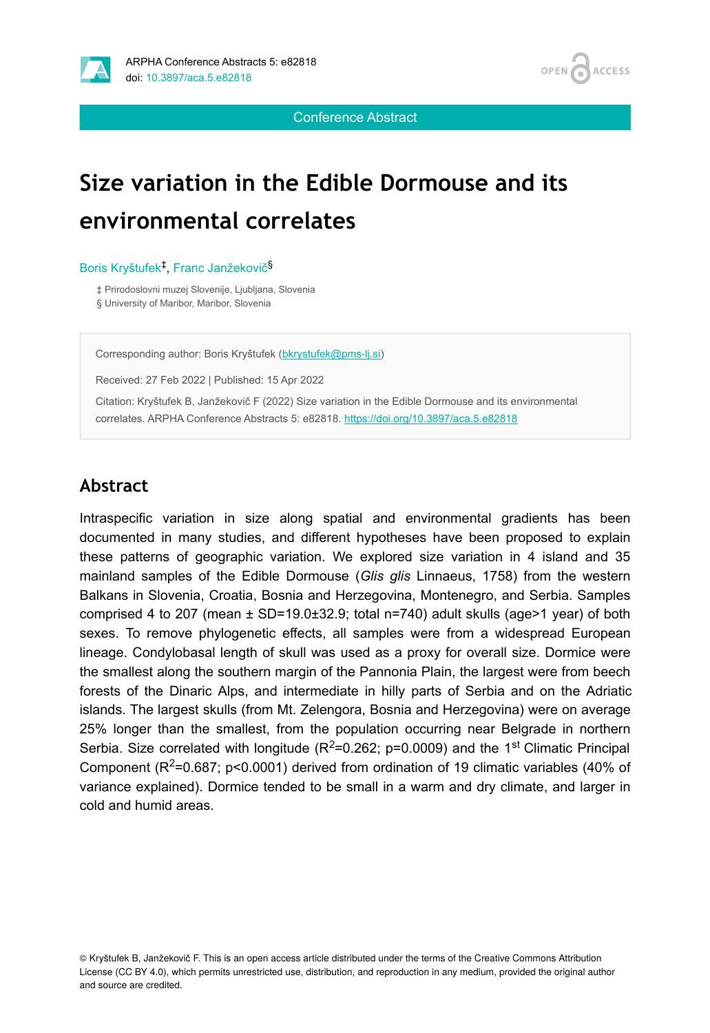Conference Abstract

# Size variation in the Edible Dormouse and its environmental correlates

Boris Kryštufek[‡], Franc Janžekovič[§]

‡ Prirodoslovni muzej Slovenije, Ljubljana, Slovenia
§ University of Maribor, Maribor, Slovenia

Corresponding author: Boris Kryštufek (bkrystufek@pms-lj.si)

Received: 27 Feb 2022 | Published: 15 Apr 2022

Citation: Kryštufek B, Janžekovič F (2022) Size variation in the Edible Dormouse and its environmental correlates. ARPHA Conference Abstracts 5: e82818. https://doi.org/10.3897/aca.5.e82818

## Abstract

Intraspecific variation in size along spatial and environmental gradients has been documented in many studies, and different hypotheses have been proposed to explain these patterns of geographic variation. We explored size variation in 4 island and 35 mainland samples of the Edible Dormouse (*Glis glis* Linnaeus, 1758) from the western Balkans in Slovenia, Croatia, Bosnia and Herzegovina, Montenegro, and Serbia. Samples comprised 4 to 207 (mean ± SD=19.0±32.9; total n=740) adult skulls (age>1 year) of both sexes. To remove phylogenetic effects, all samples were from a widespread European lineage. Condylobasal length of skull was used as a proxy for overall size. Dormice were the smallest along the southern margin of the Pannonia Plain, the largest were from beech forests of the Dinaric Alps, and intermediate in hilly parts of Serbia and on the Adriatic islands. The largest skulls (from Mt. Zelengora, Bosnia and Herzegovina) were on average 25% longer than the smallest, from the population occurring near Belgrade in northern Serbia. Size correlated with longitude ($R^2$=0.262; p=0.0009) and the 1$^{st}$ Climatic Principal Component ($R^2$=0.687; p<0.0001) derived from ordination of 19 climatic variables (40% of variance explained). Dormice tended to be small in a warm and dry climate, and larger in cold and humid areas.

© Kryštufek B, Janžekovič F. This is an open access article distributed under the terms of the Creative Commons Attribution License (CC BY 4.0), which permits unrestricted use, distribution, and reproduction in any medium, provided the original author and source are credited.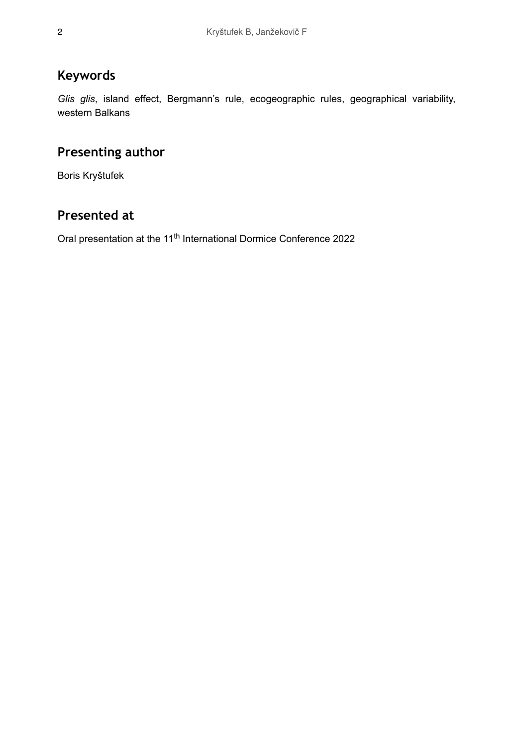## Keywords

*Glis glis*, island effect, Bergmann's rule, ecogeographic rules, geographical variability, western Balkans

## Presenting author

Boris Kryštufek

## Presented at

Oral presentation at the 11$^{th}$ International Dormice Conference 2022